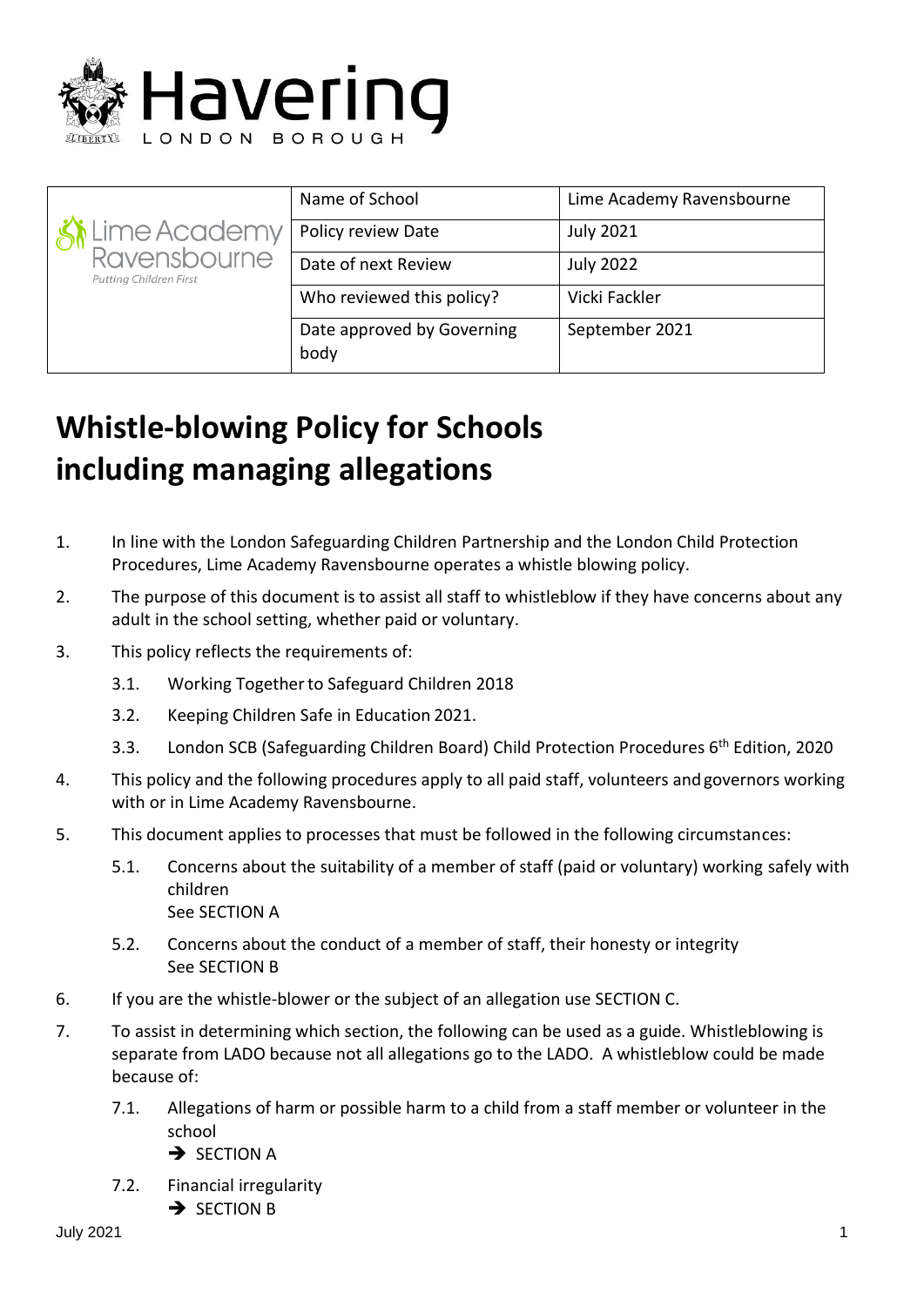Havering LONDON BOROUGH

| Lime Academy Ravensbourne *Putting Children First* | Name of School | Lime Academy Ravensbourne |
|---|---|---|
| | Policy review Date | July 2021 |
| | Date of next Review | July 2022 |
| | Who reviewed this policy? | Vicki Fackler |
| | Date approved by Governing body | September 2021 |

# Whistle-blowing Policy for Schools including managing allegations

1. In line with the London Safeguarding Children Partnership and the London Child Protection Procedures, Lime Academy Ravensbourne operates a whistle blowing policy.
2. The purpose of this document is to assist all staff to whistleblow if they have concerns about any adult in the school setting, whether paid or voluntary.
3. This policy reflects the requirements of:
   - 3.1. Working Together to Safeguard Children 2018
   - 3.2. Keeping Children Safe in Education 2021.
   - 3.3. London SCB (Safeguarding Children Board) Child Protection Procedures 6th Edition, 2020
4. This policy and the following procedures apply to all paid staff, volunteers and governors working with or in Lime Academy Ravensbourne.
5. This document applies to processes that must be followed in the following circumstances:
   - 5.1. Concerns about the suitability of a member of staff (paid or voluntary) working safely with children
     See SECTION A
   - 5.2. Concerns about the conduct of a member of staff, their honesty or integrity
     See SECTION B
6. If you are the whistle-blower or the subject of an allegation use SECTION C.
7. To assist in determining which section, the following can be used as a guide. Whistleblowing is separate from LADO because not all allegations go to the LADO. A whistleblow could be made because of:
   - 7.1. Allegations of harm or possible harm to a child from a staff member or volunteer in the school
     → SECTION A
   - 7.2. Financial irregularity
     → SECTION B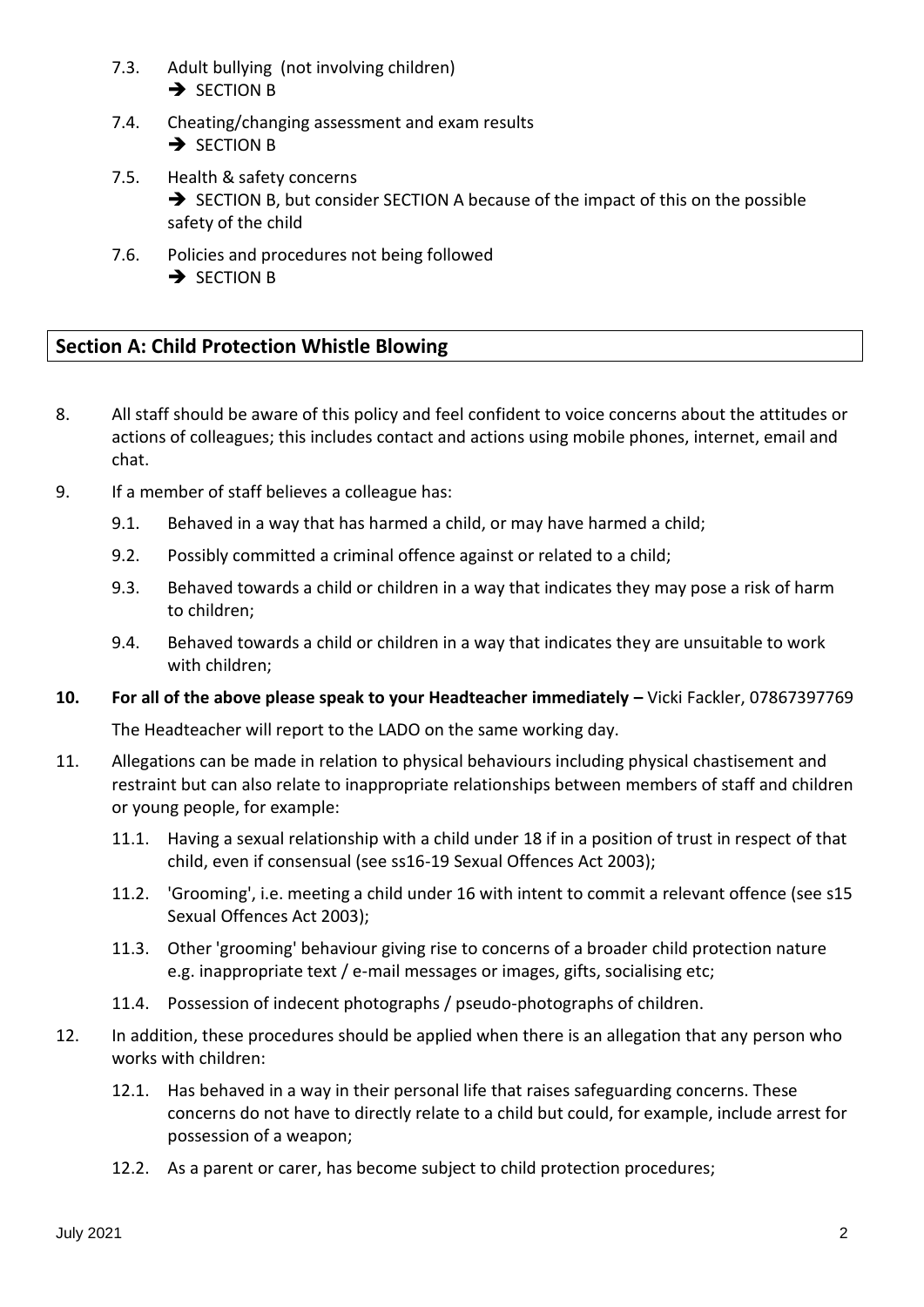7.3. Adult bullying (not involving children)
   → SECTION B

7.4. Cheating/changing assessment and exam results
   → SECTION B

7.5. Health & safety concerns
   → SECTION B, but consider SECTION A because of the impact of this on the possible safety of the child

7.6. Policies and procedures not being followed
   → SECTION B

## Section A: Child Protection Whistle Blowing

8. All staff should be aware of this policy and feel confident to voice concerns about the attitudes or actions of colleagues; this includes contact and actions using mobile phones, internet, email and chat.

9. If a member of staff believes a colleague has:

   9.1. Behaved in a way that has harmed a child, or may have harmed a child;

   9.2. Possibly committed a criminal offence against or related to a child;

   9.3. Behaved towards a child or children in a way that indicates they may pose a risk of harm to children;

   9.4. Behaved towards a child or children in a way that indicates they are unsuitable to work with children;

**10. For all of the above please speak to your Headteacher immediately –** Vicki Fackler, 07867397769

   The Headteacher will report to the LADO on the same working day.

11. Allegations can be made in relation to physical behaviours including physical chastisement and restraint but can also relate to inappropriate relationships between members of staff and children or young people, for example:

   11.1. Having a sexual relationship with a child under 18 if in a position of trust in respect of that child, even if consensual (see ss16-19 Sexual Offences Act 2003);

   11.2. 'Grooming', i.e. meeting a child under 16 with intent to commit a relevant offence (see s15 Sexual Offences Act 2003);

   11.3. Other 'grooming' behaviour giving rise to concerns of a broader child protection nature e.g. inappropriate text / e-mail messages or images, gifts, socialising etc;

   11.4. Possession of indecent photographs / pseudo-photographs of children.

12. In addition, these procedures should be applied when there is an allegation that any person who works with children:

   12.1. Has behaved in a way in their personal life that raises safeguarding concerns. These concerns do not have to directly relate to a child but could, for example, include arrest for possession of a weapon;

   12.2. As a parent or carer, has become subject to child protection procedures;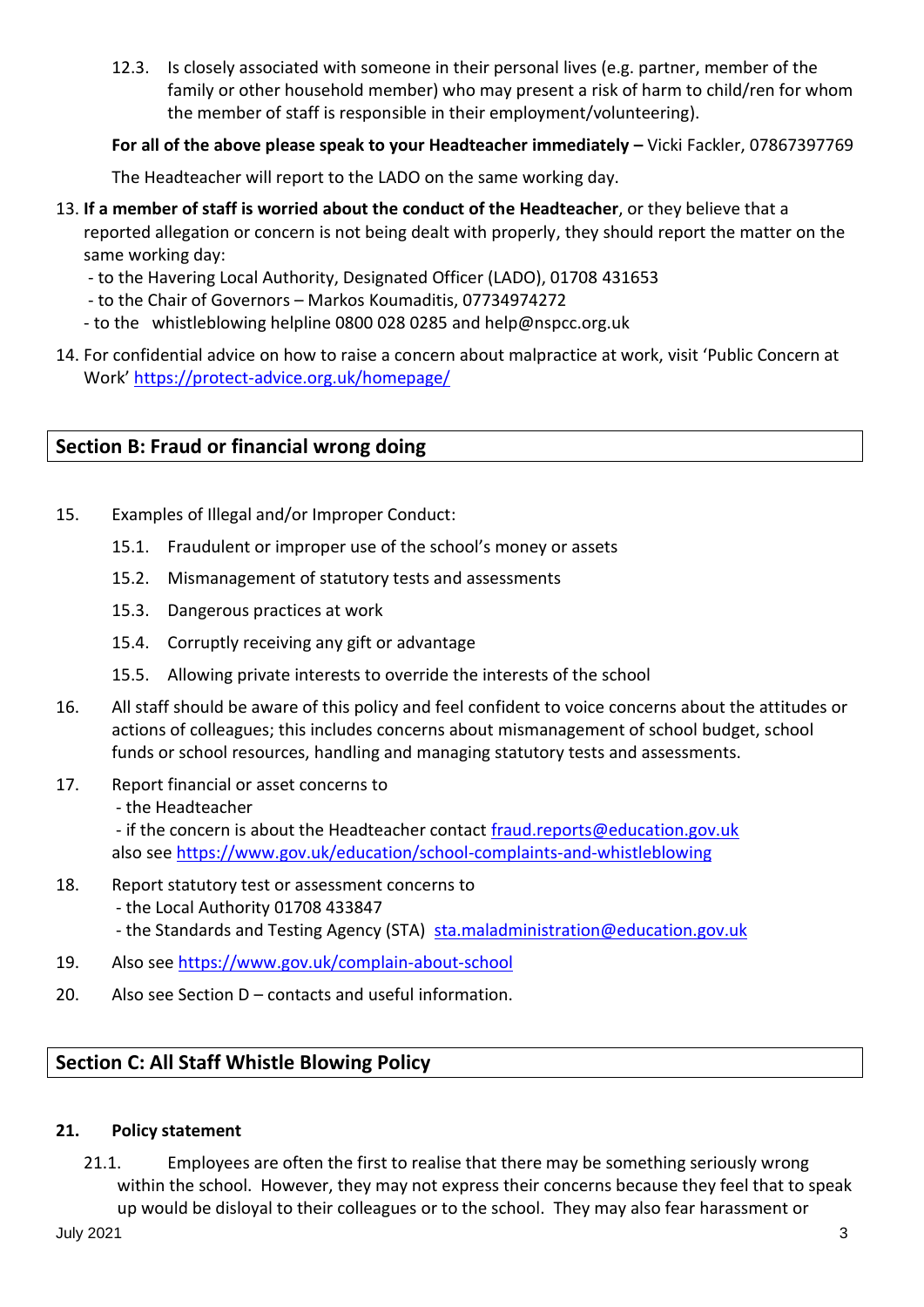12.3. Is closely associated with someone in their personal lives (e.g. partner, member of the family or other household member) who may present a risk of harm to child/ren for whom the member of staff is responsible in their employment/volunteering).

**For all of the above please speak to your Headteacher immediately –** Vicki Fackler, 07867397769

The Headteacher will report to the LADO on the same working day.

13. **If a member of staff is worried about the conduct of the Headteacher**, or they believe that a reported allegation or concern is not being dealt with properly, they should report the matter on the same working day:
    - to the Havering Local Authority, Designated Officer (LADO), 01708 431653
    - to the Chair of Governors – Markos Koumaditis, 07734974272
    - to the whistleblowing helpline 0800 028 0285 and help@nspcc.org.uk

14. For confidential advice on how to raise a concern about malpractice at work, visit 'Public Concern at Work' https://protect-advice.org.uk/homepage/

## Section B: Fraud or financial wrong doing

15. Examples of Illegal and/or Improper Conduct:

    15.1. Fraudulent or improper use of the school's money or assets

    15.2. Mismanagement of statutory tests and assessments

    15.3. Dangerous practices at work

    15.4. Corruptly receiving any gift or advantage

    15.5. Allowing private interests to override the interests of the school

16. All staff should be aware of this policy and feel confident to voice concerns about the attitudes or actions of colleagues; this includes concerns about mismanagement of school budget, school funds or school resources, handling and managing statutory tests and assessments.

17. Report financial or asset concerns to
    - the Headteacher
    - if the concern is about the Headteacher contact fraud.reports@education.gov.uk

    also see https://www.gov.uk/education/school-complaints-and-whistleblowing

18. Report statutory test or assessment concerns to
    - the Local Authority 01708 433847
    - the Standards and Testing Agency (STA) sta.maladministration@education.gov.uk

19. Also see https://www.gov.uk/complain-about-school

20. Also see Section D – contacts and useful information.

## Section C: All Staff Whistle Blowing Policy

**21. Policy statement**

21.1. Employees are often the first to realise that there may be something seriously wrong within the school. However, they may not express their concerns because they feel that to speak up would be disloyal to their colleagues or to the school. They may also fear harassment or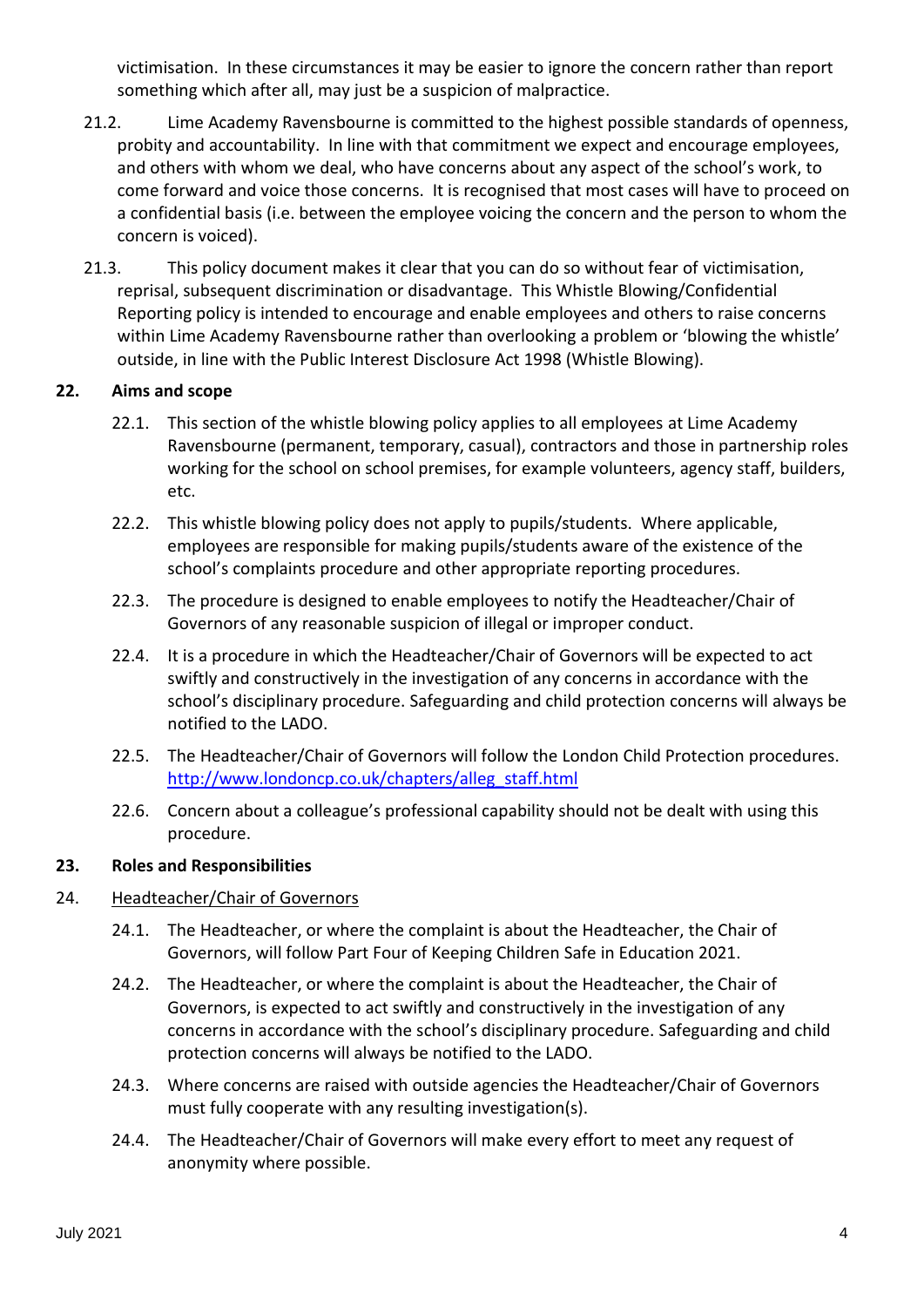victimisation. In these circumstances it may be easier to ignore the concern rather than report something which after all, may just be a suspicion of malpractice.

21.2. Lime Academy Ravensbourne is committed to the highest possible standards of openness, probity and accountability. In line with that commitment we expect and encourage employees, and others with whom we deal, who have concerns about any aspect of the school's work, to come forward and voice those concerns. It is recognised that most cases will have to proceed on a confidential basis (i.e. between the employee voicing the concern and the person to whom the concern is voiced).

21.3. This policy document makes it clear that you can do so without fear of victimisation, reprisal, subsequent discrimination or disadvantage. This Whistle Blowing/Confidential Reporting policy is intended to encourage and enable employees and others to raise concerns within Lime Academy Ravensbourne rather than overlooking a problem or 'blowing the whistle' outside, in line with the Public Interest Disclosure Act 1998 (Whistle Blowing).

## 22. Aims and scope

22.1. This section of the whistle blowing policy applies to all employees at Lime Academy Ravensbourne (permanent, temporary, casual), contractors and those in partnership roles working for the school on school premises, for example volunteers, agency staff, builders, etc.

22.2. This whistle blowing policy does not apply to pupils/students. Where applicable, employees are responsible for making pupils/students aware of the existence of the school's complaints procedure and other appropriate reporting procedures.

22.3. The procedure is designed to enable employees to notify the Headteacher/Chair of Governors of any reasonable suspicion of illegal or improper conduct.

22.4. It is a procedure in which the Headteacher/Chair of Governors will be expected to act swiftly and constructively in the investigation of any concerns in accordance with the school's disciplinary procedure. Safeguarding and child protection concerns will always be notified to the LADO.

22.5. The Headteacher/Chair of Governors will follow the London Child Protection procedures. http://www.londoncp.co.uk/chapters/alleg_staff.html

22.6. Concern about a colleague's professional capability should not be dealt with using this procedure.

## 23. Roles and Responsibilities

24. Headteacher/Chair of Governors

24.1. The Headteacher, or where the complaint is about the Headteacher, the Chair of Governors, will follow Part Four of Keeping Children Safe in Education 2021.

24.2. The Headteacher, or where the complaint is about the Headteacher, the Chair of Governors, is expected to act swiftly and constructively in the investigation of any concerns in accordance with the school's disciplinary procedure. Safeguarding and child protection concerns will always be notified to the LADO.

24.3. Where concerns are raised with outside agencies the Headteacher/Chair of Governors must fully cooperate with any resulting investigation(s).

24.4. The Headteacher/Chair of Governors will make every effort to meet any request of anonymity where possible.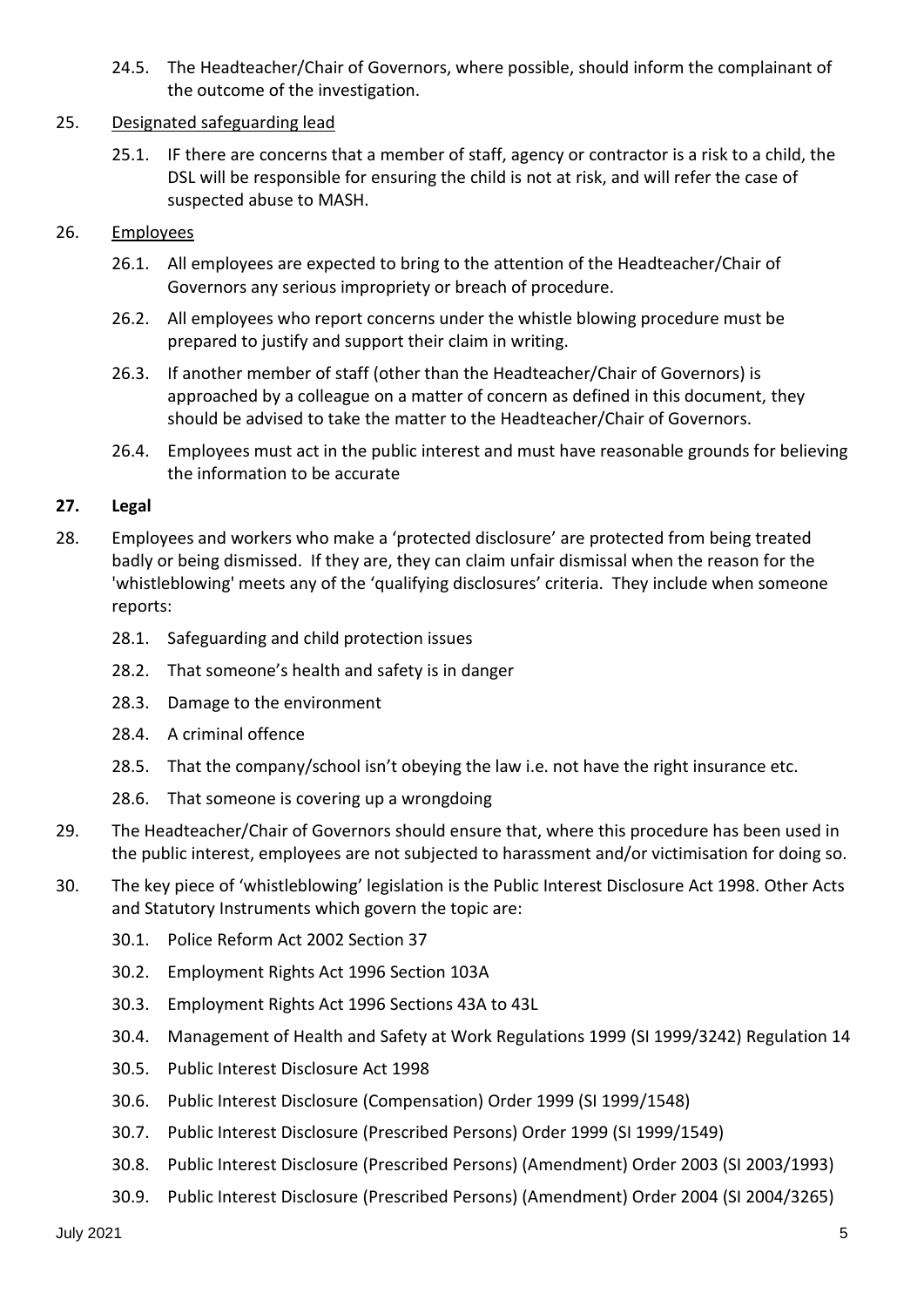24.5. The Headteacher/Chair of Governors, where possible, should inform the complainant of the outcome of the investigation.

25. Designated safeguarding lead

25.1. IF there are concerns that a member of staff, agency or contractor is a risk to a child, the DSL will be responsible for ensuring the child is not at risk, and will refer the case of suspected abuse to MASH.

26. Employees

26.1. All employees are expected to bring to the attention of the Headteacher/Chair of Governors any serious impropriety or breach of procedure.

26.2. All employees who report concerns under the whistle blowing procedure must be prepared to justify and support their claim in writing.

26.3. If another member of staff (other than the Headteacher/Chair of Governors) is approached by a colleague on a matter of concern as defined in this document, they should be advised to take the matter to the Headteacher/Chair of Governors.

26.4. Employees must act in the public interest and must have reasonable grounds for believing the information to be accurate

**27. Legal**

28. Employees and workers who make a 'protected disclosure' are protected from being treated badly or being dismissed. If they are, they can claim unfair dismissal when the reason for the 'whistleblowing' meets any of the 'qualifying disclosures' criteria. They include when someone reports:

28.1. Safeguarding and child protection issues

28.2. That someone's health and safety is in danger

28.3. Damage to the environment

28.4. A criminal offence

28.5. That the company/school isn't obeying the law i.e. not have the right insurance etc.

28.6. That someone is covering up a wrongdoing

29. The Headteacher/Chair of Governors should ensure that, where this procedure has been used in the public interest, employees are not subjected to harassment and/or victimisation for doing so.

30. The key piece of 'whistleblowing' legislation is the Public Interest Disclosure Act 1998. Other Acts and Statutory Instruments which govern the topic are:

30.1. Police Reform Act 2002 Section 37

30.2. Employment Rights Act 1996 Section 103A

30.3. Employment Rights Act 1996 Sections 43A to 43L

30.4. Management of Health and Safety at Work Regulations 1999 (SI 1999/3242) Regulation 14

30.5. Public Interest Disclosure Act 1998

30.6. Public Interest Disclosure (Compensation) Order 1999 (SI 1999/1548)

30.7. Public Interest Disclosure (Prescribed Persons) Order 1999 (SI 1999/1549)

30.8. Public Interest Disclosure (Prescribed Persons) (Amendment) Order 2003 (SI 2003/1993)

30.9. Public Interest Disclosure (Prescribed Persons) (Amendment) Order 2004 (SI 2004/3265)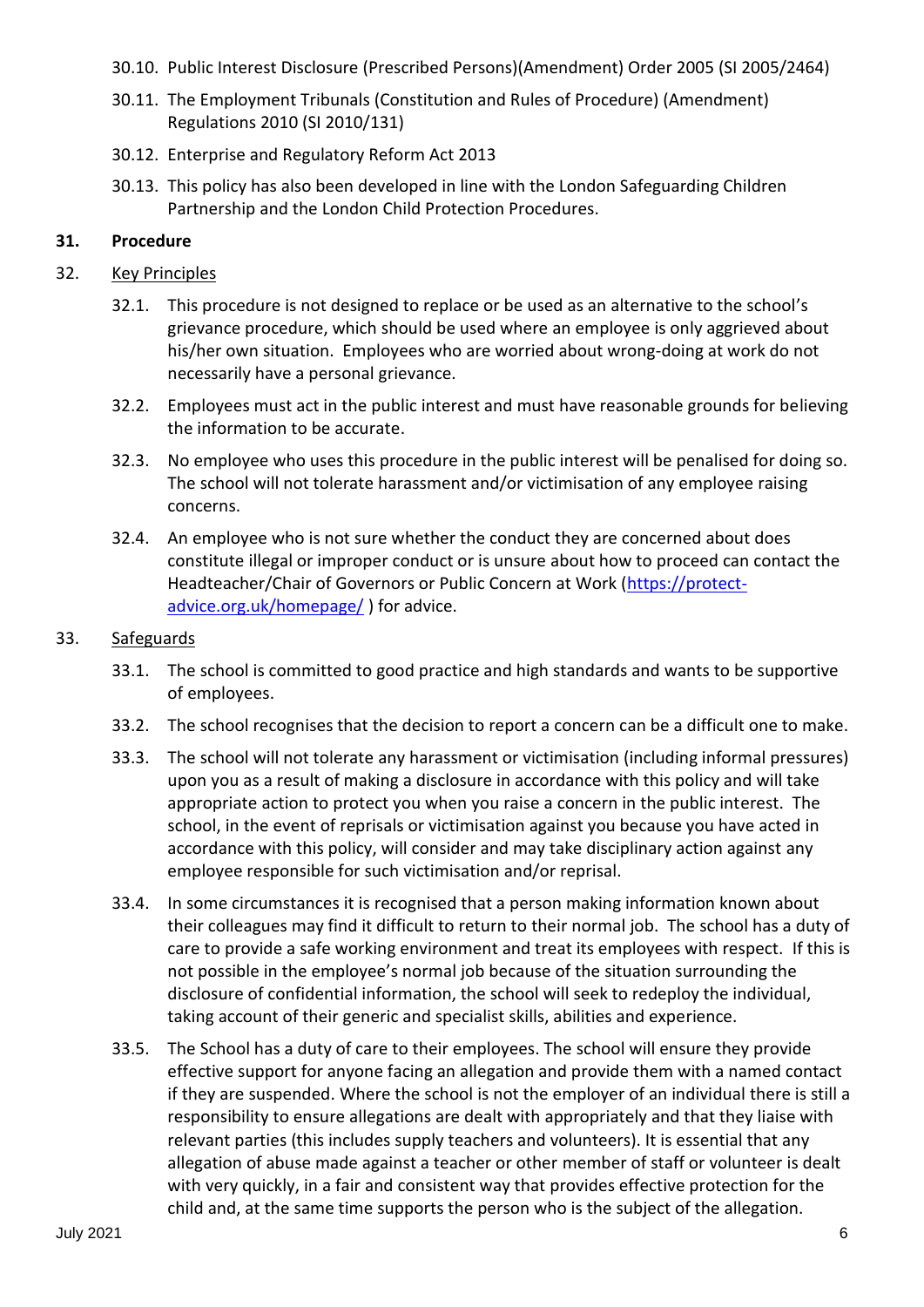30.10. Public Interest Disclosure (Prescribed Persons)(Amendment) Order 2005 (SI 2005/2464)

30.11. The Employment Tribunals (Constitution and Rules of Procedure) (Amendment) Regulations 2010 (SI 2010/131)

30.12. Enterprise and Regulatory Reform Act 2013

30.13. This policy has also been developed in line with the London Safeguarding Children Partnership and the London Child Protection Procedures.

**31. Procedure**

32. <u>Key Principles</u>

32.1. This procedure is not designed to replace or be used as an alternative to the school's grievance procedure, which should be used where an employee is only aggrieved about his/her own situation. Employees who are worried about wrong-doing at work do not necessarily have a personal grievance.

32.2. Employees must act in the public interest and must have reasonable grounds for believing the information to be accurate.

32.3. No employee who uses this procedure in the public interest will be penalised for doing so. The school will not tolerate harassment and/or victimisation of any employee raising concerns.

32.4. An employee who is not sure whether the conduct they are concerned about does constitute illegal or improper conduct or is unsure about how to proceed can contact the Headteacher/Chair of Governors or Public Concern at Work ([https://protect-advice.org.uk/homepage/](https://protect-advice.org.uk/homepage/) ) for advice.

33. <u>Safeguards</u>

33.1. The school is committed to good practice and high standards and wants to be supportive of employees.

33.2. The school recognises that the decision to report a concern can be a difficult one to make.

33.3. The school will not tolerate any harassment or victimisation (including informal pressures) upon you as a result of making a disclosure in accordance with this policy and will take appropriate action to protect you when you raise a concern in the public interest. The school, in the event of reprisals or victimisation against you because you have acted in accordance with this policy, will consider and may take disciplinary action against any employee responsible for such victimisation and/or reprisal.

33.4. In some circumstances it is recognised that a person making information known about their colleagues may find it difficult to return to their normal job. The school has a duty of care to provide a safe working environment and treat its employees with respect. If this is not possible in the employee's normal job because of the situation surrounding the disclosure of confidential information, the school will seek to redeploy the individual, taking account of their generic and specialist skills, abilities and experience.

33.5. The School has a duty of care to their employees. The school will ensure they provide effective support for anyone facing an allegation and provide them with a named contact if they are suspended. Where the school is not the employer of an individual there is still a responsibility to ensure allegations are dealt with appropriately and that they liaise with relevant parties (this includes supply teachers and volunteers). It is essential that any allegation of abuse made against a teacher or other member of staff or volunteer is dealt with very quickly, in a fair and consistent way that provides effective protection for the child and, at the same time supports the person who is the subject of the allegation.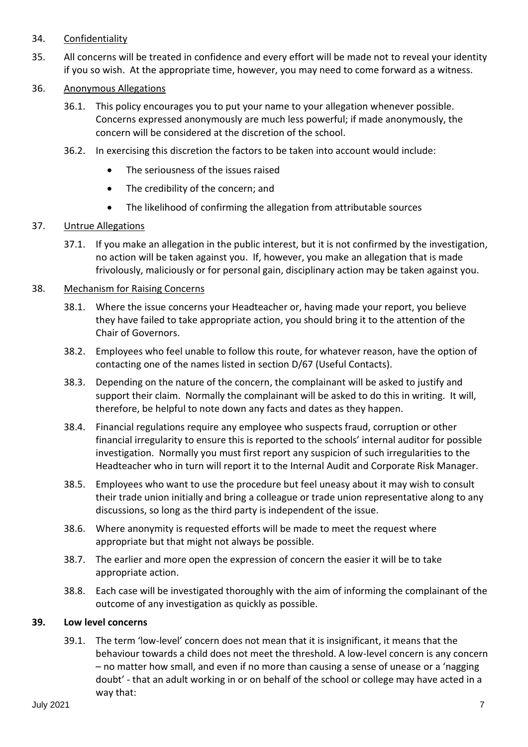34. <u>Confidentiality</u>

35. All concerns will be treated in confidence and every effort will be made not to reveal your identity if you so wish. At the appropriate time, however, you may need to come forward as a witness.

36. <u>Anonymous Allegations</u>

    36.1. This policy encourages you to put your name to your allegation whenever possible. Concerns expressed anonymously are much less powerful; if made anonymously, the concern will be considered at the discretion of the school.

    36.2. In exercising this discretion the factors to be taken into account would include:

    - The seriousness of the issues raised
    - The credibility of the concern; and
    - The likelihood of confirming the allegation from attributable sources

37. <u>Untrue Allegations</u>

    37.1. If you make an allegation in the public interest, but it is not confirmed by the investigation, no action will be taken against you. If, however, you make an allegation that is made frivolously, maliciously or for personal gain, disciplinary action may be taken against you.

38. <u>Mechanism for Raising Concerns</u>

    38.1. Where the issue concerns your Headteacher or, having made your report, you believe they have failed to take appropriate action, you should bring it to the attention of the Chair of Governors.

    38.2. Employees who feel unable to follow this route, for whatever reason, have the option of contacting one of the names listed in section D/67 (Useful Contacts).

    38.3. Depending on the nature of the concern, the complainant will be asked to justify and support their claim. Normally the complainant will be asked to do this in writing. It will, therefore, be helpful to note down any facts and dates as they happen.

    38.4. Financial regulations require any employee who suspects fraud, corruption or other financial irregularity to ensure this is reported to the schools' internal auditor for possible investigation. Normally you must first report any suspicion of such irregularities to the Headteacher who in turn will report it to the Internal Audit and Corporate Risk Manager.

    38.5. Employees who want to use the procedure but feel uneasy about it may wish to consult their trade union initially and bring a colleague or trade union representative along to any discussions, so long as the third party is independent of the issue.

    38.6. Where anonymity is requested efforts will be made to meet the request where appropriate but that might not always be possible.

    38.7. The earlier and more open the expression of concern the easier it will be to take appropriate action.

    38.8. Each case will be investigated thoroughly with the aim of informing the complainant of the outcome of any investigation as quickly as possible.

**39. Low level concerns**

39.1. The term 'low-level' concern does not mean that it is insignificant, it means that the behaviour towards a child does not meet the threshold. A low-level concern is any concern – no matter how small, and even if no more than causing a sense of unease or a 'nagging doubt' - that an adult working in or on behalf of the school or college may have acted in a way that: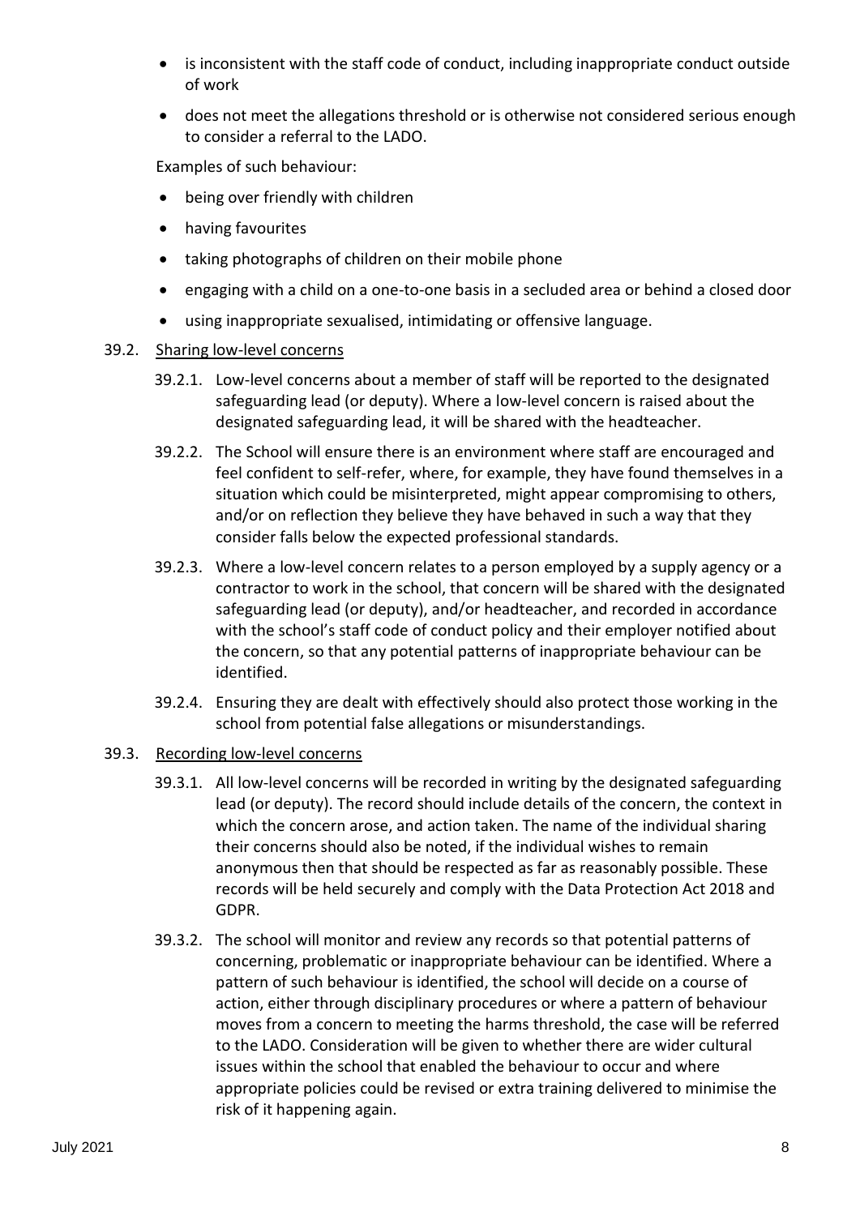- is inconsistent with the staff code of conduct, including inappropriate conduct outside of work
- does not meet the allegations threshold or is otherwise not considered serious enough to consider a referral to the LADO.

Examples of such behaviour:

- being over friendly with children
- having favourites
- taking photographs of children on their mobile phone
- engaging with a child on a one-to-one basis in a secluded area or behind a closed door
- using inappropriate sexualised, intimidating or offensive language.

39.2. <u>Sharing low-level concerns</u>

39.2.1. Low-level concerns about a member of staff will be reported to the designated safeguarding lead (or deputy). Where a low-level concern is raised about the designated safeguarding lead, it will be shared with the headteacher.

39.2.2. The School will ensure there is an environment where staff are encouraged and feel confident to self-refer, where, for example, they have found themselves in a situation which could be misinterpreted, might appear compromising to others, and/or on reflection they believe they have behaved in such a way that they consider falls below the expected professional standards.

39.2.3. Where a low-level concern relates to a person employed by a supply agency or a contractor to work in the school, that concern will be shared with the designated safeguarding lead (or deputy), and/or headteacher, and recorded in accordance with the school's staff code of conduct policy and their employer notified about the concern, so that any potential patterns of inappropriate behaviour can be identified.

39.2.4. Ensuring they are dealt with effectively should also protect those working in the school from potential false allegations or misunderstandings.

39.3. <u>Recording low-level concerns</u>

39.3.1. All low-level concerns will be recorded in writing by the designated safeguarding lead (or deputy). The record should include details of the concern, the context in which the concern arose, and action taken. The name of the individual sharing their concerns should also be noted, if the individual wishes to remain anonymous then that should be respected as far as reasonably possible. These records will be held securely and comply with the Data Protection Act 2018 and GDPR.

39.3.2. The school will monitor and review any records so that potential patterns of concerning, problematic or inappropriate behaviour can be identified. Where a pattern of such behaviour is identified, the school will decide on a course of action, either through disciplinary procedures or where a pattern of behaviour moves from a concern to meeting the harms threshold, the case will be referred to the LADO. Consideration will be given to whether there are wider cultural issues within the school that enabled the behaviour to occur and where appropriate policies could be revised or extra training delivered to minimise the risk of it happening again.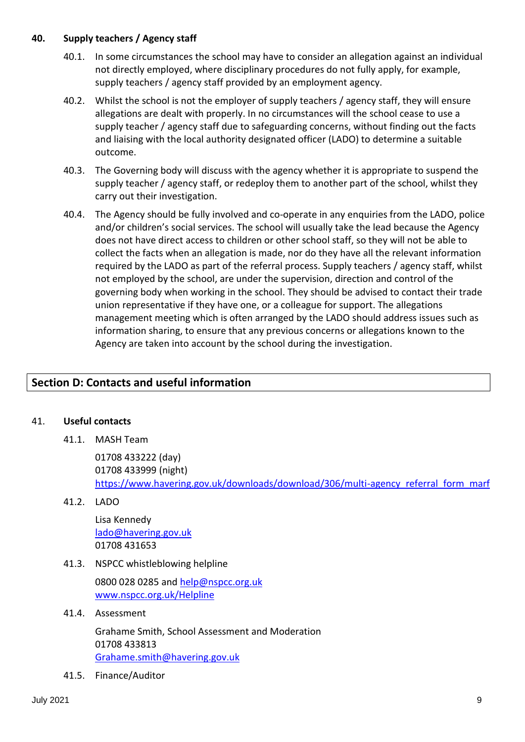### 40. Supply teachers / Agency staff

40.1. In some circumstances the school may have to consider an allegation against an individual not directly employed, where disciplinary procedures do not fully apply, for example, supply teachers / agency staff provided by an employment agency.

40.2. Whilst the school is not the employer of supply teachers / agency staff, they will ensure allegations are dealt with properly. In no circumstances will the school cease to use a supply teacher / agency staff due to safeguarding concerns, without finding out the facts and liaising with the local authority designated officer (LADO) to determine a suitable outcome.

40.3. The Governing body will discuss with the agency whether it is appropriate to suspend the supply teacher / agency staff, or redeploy them to another part of the school, whilst they carry out their investigation.

40.4. The Agency should be fully involved and co-operate in any enquiries from the LADO, police and/or children's social services. The school will usually take the lead because the Agency does not have direct access to children or other school staff, so they will not be able to collect the facts when an allegation is made, nor do they have all the relevant information required by the LADO as part of the referral process. Supply teachers / agency staff, whilst not employed by the school, are under the supervision, direction and control of the governing body when working in the school. They should be advised to contact their trade union representative if they have one, or a colleague for support. The allegations management meeting which is often arranged by the LADO should address issues such as information sharing, to ensure that any previous concerns or allegations known to the Agency are taken into account by the school during the investigation.

## Section D: Contacts and useful information

### 41. Useful contacts

41.1. MASH Team

01708 433222 (day)
01708 433999 (night)
https://www.havering.gov.uk/downloads/download/306/multi-agency_referral_form_marf

41.2. LADO

Lisa Kennedy
lado@havering.gov.uk
01708 431653

41.3. NSPCC whistleblowing helpline

0800 028 0285 and help@nspcc.org.uk
www.nspcc.org.uk/Helpline

41.4. Assessment

Grahame Smith, School Assessment and Moderation
01708 433813
Grahame.smith@havering.gov.uk

41.5. Finance/Auditor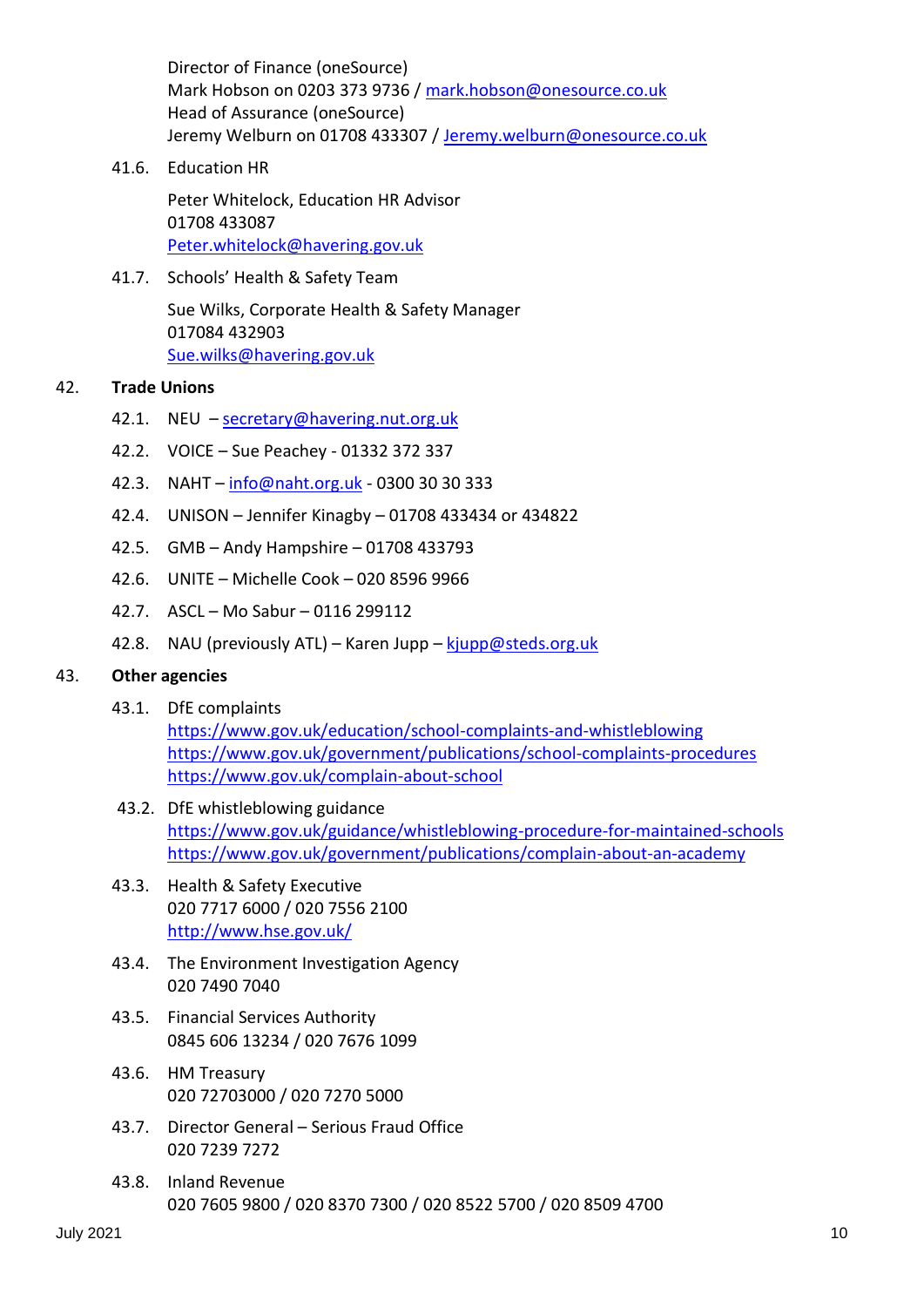Director of Finance (oneSource)
Mark Hobson on 0203 373 9736 / mark.hobson@onesource.co.uk
Head of Assurance (oneSource)
Jeremy Welburn on 01708 433307 / Jeremy.welburn@onesource.co.uk

41.6. Education HR

Peter Whitelock, Education HR Advisor
01708 433087
Peter.whitelock@havering.gov.uk

41.7. Schools' Health & Safety Team

Sue Wilks, Corporate Health & Safety Manager
017084 432903
Sue.wilks@havering.gov.uk

42. **Trade Unions**

42.1. NEU – secretary@havering.nut.org.uk

42.2. VOICE – Sue Peachey - 01332 372 337

42.3. NAHT – info@naht.org.uk - 0300 30 30 333

42.4. UNISON – Jennifer Kinagby – 01708 433434 or 434822

42.5. GMB – Andy Hampshire – 01708 433793

42.6. UNITE – Michelle Cook – 020 8596 9966

42.7. ASCL – Mo Sabur – 0116 299112

42.8. NAU (previously ATL) – Karen Jupp – kjupp@steds.org.uk

43. **Other agencies**

43.1. DfE complaints
https://www.gov.uk/education/school-complaints-and-whistleblowing
https://www.gov.uk/government/publications/school-complaints-procedures
https://www.gov.uk/complain-about-school

43.2. DfE whistleblowing guidance
https://www.gov.uk/guidance/whistleblowing-procedure-for-maintained-schools
https://www.gov.uk/government/publications/complain-about-an-academy

43.3. Health & Safety Executive
020 7717 6000 / 020 7556 2100
http://www.hse.gov.uk/

43.4. The Environment Investigation Agency
020 7490 7040

43.5. Financial Services Authority
0845 606 13234 / 020 7676 1099

43.6. HM Treasury
020 72703000 / 020 7270 5000

43.7. Director General – Serious Fraud Office
020 7239 7272

43.8. Inland Revenue
020 7605 9800 / 020 8370 7300 / 020 8522 5700 / 020 8509 4700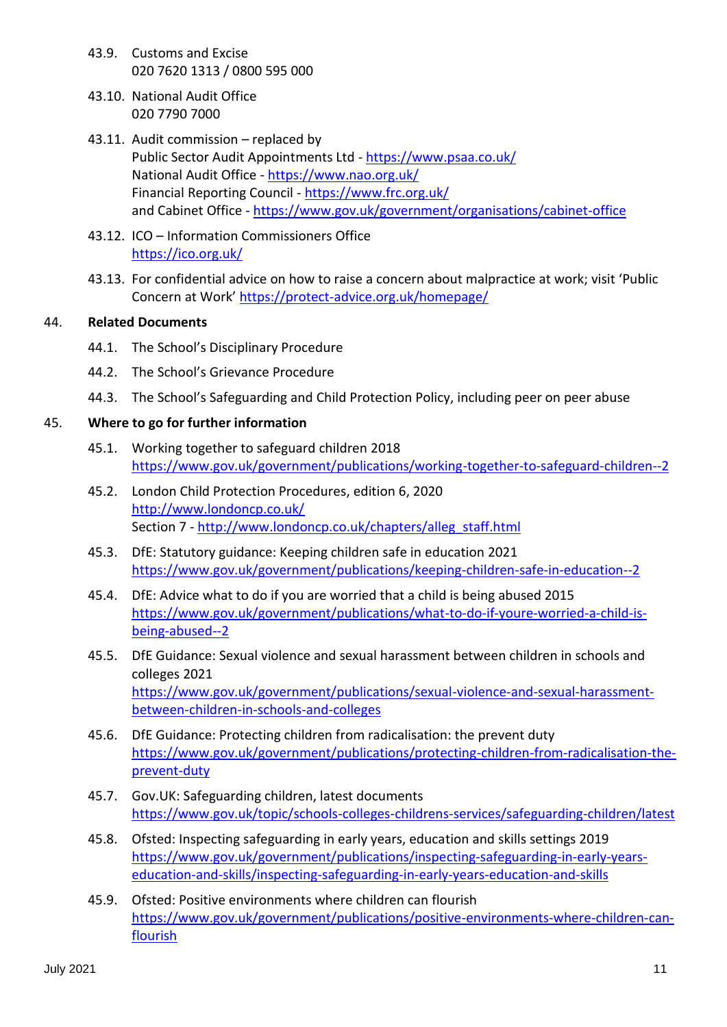43.9. Customs and Excise
020 7620 1313 / 0800 595 000

43.10. National Audit Office
020 7790 7000

43.11. Audit commission – replaced by
Public Sector Audit Appointments Ltd - https://www.psaa.co.uk/
National Audit Office - https://www.nao.org.uk/
Financial Reporting Council - https://www.frc.org.uk/
and Cabinet Office - https://www.gov.uk/government/organisations/cabinet-office

43.12. ICO – Information Commissioners Office
https://ico.org.uk/

43.13. For confidential advice on how to raise a concern about malpractice at work; visit 'Public Concern at Work' https://protect-advice.org.uk/homepage/

## 44. Related Documents

44.1. The School's Disciplinary Procedure

44.2. The School's Grievance Procedure

44.3. The School's Safeguarding and Child Protection Policy, including peer on peer abuse

## 45. Where to go for further information

45.1. Working together to safeguard children 2018
https://www.gov.uk/government/publications/working-together-to-safeguard-children--2

45.2. London Child Protection Procedures, edition 6, 2020
http://www.londoncp.co.uk/
Section 7 - http://www.londoncp.co.uk/chapters/alleg_staff.html

45.3. DfE: Statutory guidance: Keeping children safe in education 2021
https://www.gov.uk/government/publications/keeping-children-safe-in-education--2

45.4. DfE: Advice what to do if you are worried that a child is being abused 2015
https://www.gov.uk/government/publications/what-to-do-if-youre-worried-a-child-is-being-abused--2

45.5. DfE Guidance: Sexual violence and sexual harassment between children in schools and colleges 2021
https://www.gov.uk/government/publications/sexual-violence-and-sexual-harassment-between-children-in-schools-and-colleges

45.6. DfE Guidance: Protecting children from radicalisation: the prevent duty
https://www.gov.uk/government/publications/protecting-children-from-radicalisation-the-prevent-duty

45.7. Gov.UK: Safeguarding children, latest documents
https://www.gov.uk/topic/schools-colleges-childrens-services/safeguarding-children/latest

45.8. Ofsted: Inspecting safeguarding in early years, education and skills settings 2019
https://www.gov.uk/government/publications/inspecting-safeguarding-in-early-years-education-and-skills/inspecting-safeguarding-in-early-years-education-and-skills

45.9. Ofsted: Positive environments where children can flourish
https://www.gov.uk/government/publications/positive-environments-where-children-can-flourish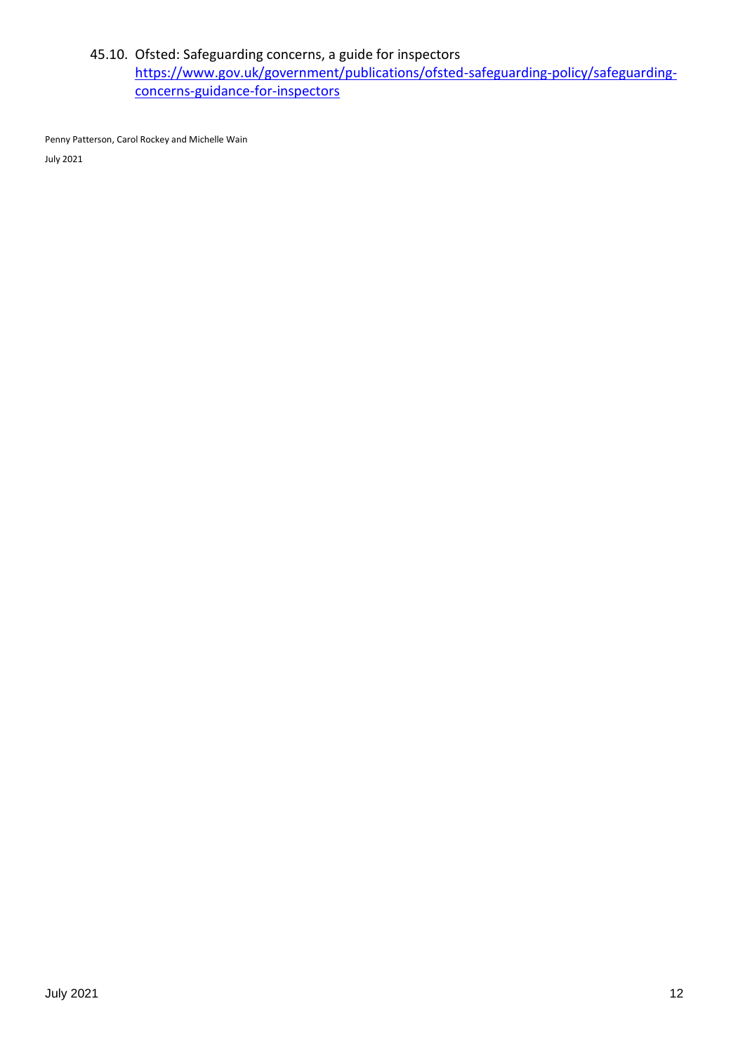45.10. Ofsted: Safeguarding concerns, a guide for inspectors
[https://www.gov.uk/government/publications/ofsted-safeguarding-policy/safeguarding-concerns-guidance-for-inspectors](https://www.gov.uk/government/publications/ofsted-safeguarding-policy/safeguarding-concerns-guidance-for-inspectors)

Penny Patterson, Carol Rockey and Michelle Wain

July 2021